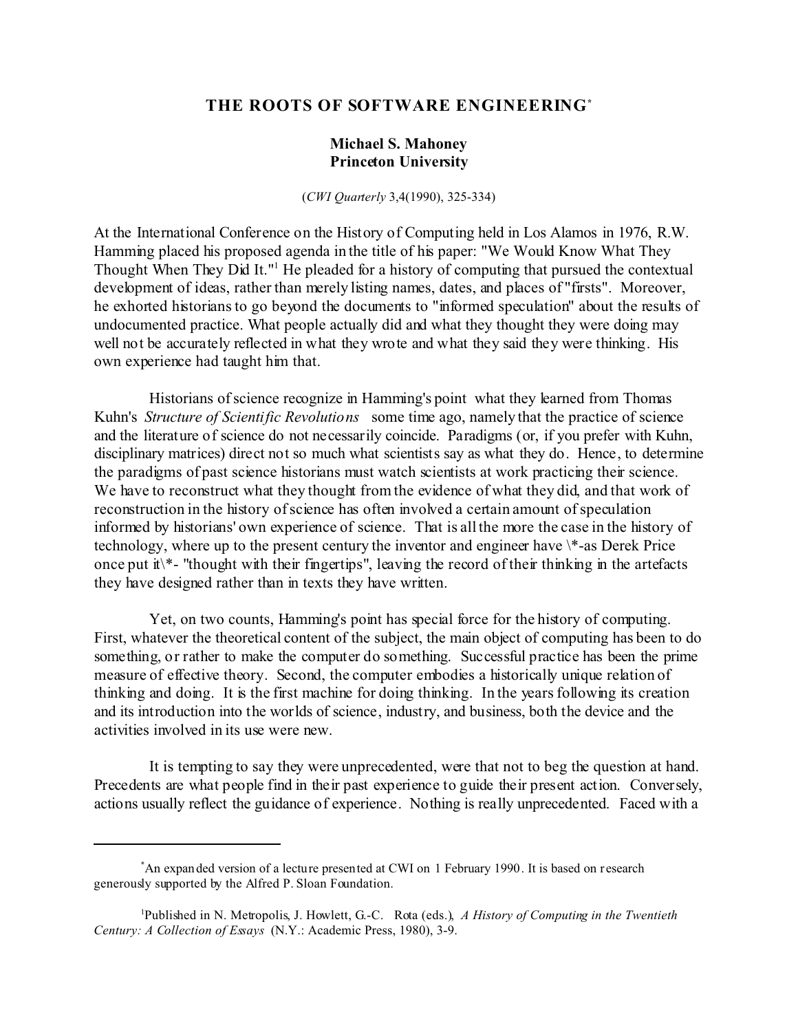# THE ROOTS OF SOFTWARE ENGINEERING*

**Michael S. Mahoney**
**Princeton University**

(*CWI Quarterly* 3,4(1990), 325-334)

At the International Conference on the History of Computing held in Los Alamos in 1976, R.W. Hamming placed his proposed agenda in the title of his paper: "We Would Know What They Thought When They Did It."[1] He pleaded for a history of computing that pursued the contextual development of ideas, rather than merely listing names, dates, and places of "firsts". Moreover, he exhorted historians to go beyond the documents to "informed speculation" about the results of undocumented practice. What people actually did and what they thought they were doing may well not be accurately reflected in what they wrote and what they said they were thinking. His own experience had taught him that.

Historians of science recognize in Hamming's point what they learned from Thomas Kuhn's *Structure of Scientific Revolutions* some time ago, namely that the practice of science and the literature of science do not necessarily coincide. Paradigms (or, if you prefer with Kuhn, disciplinary matrices) direct not so much what scientists say as what they do. Hence, to determine the paradigms of past science historians must watch scientists at work practicing their science. We have to reconstruct what they thought from the evidence of what they did, and that work of reconstruction in the history of science has often involved a certain amount of speculation informed by historians' own experience of science. That is all the more the case in the history of technology, where up to the present century the inventor and engineer have \*-as Derek Price once put it\*- "thought with their fingertips", leaving the record of their thinking in the artefacts they have designed rather than in texts they have written.

Yet, on two counts, Hamming's point has special force for the history of computing. First, whatever the theoretical content of the subject, the main object of computing has been to do something, or rather to make the computer do something. Successful practice has been the prime measure of effective theory. Second, the computer embodies a historically unique relation of thinking and doing. It is the first machine for doing thinking. In the years following its creation and its introduction into the worlds of science, industry, and business, both the device and the activities involved in its use were new.

It is tempting to say they were unprecedented, were that not to beg the question at hand. Precedents are what people find in their past experience to guide their present action. Conversely, actions usually reflect the guidance of experience. Nothing is really unprecedented. Faced with a

---

*An expanded version of a lecture presented at CWI on 1 February 1990. It is based on research generously supported by the Alfred P. Sloan Foundation.

[1]Published in N. Metropolis, J. Howlett, G.-C. Rota (eds.), *A History of Computing in the Twentieth Century: A Collection of Essays* (N.Y.: Academic Press, 1980), 3-9.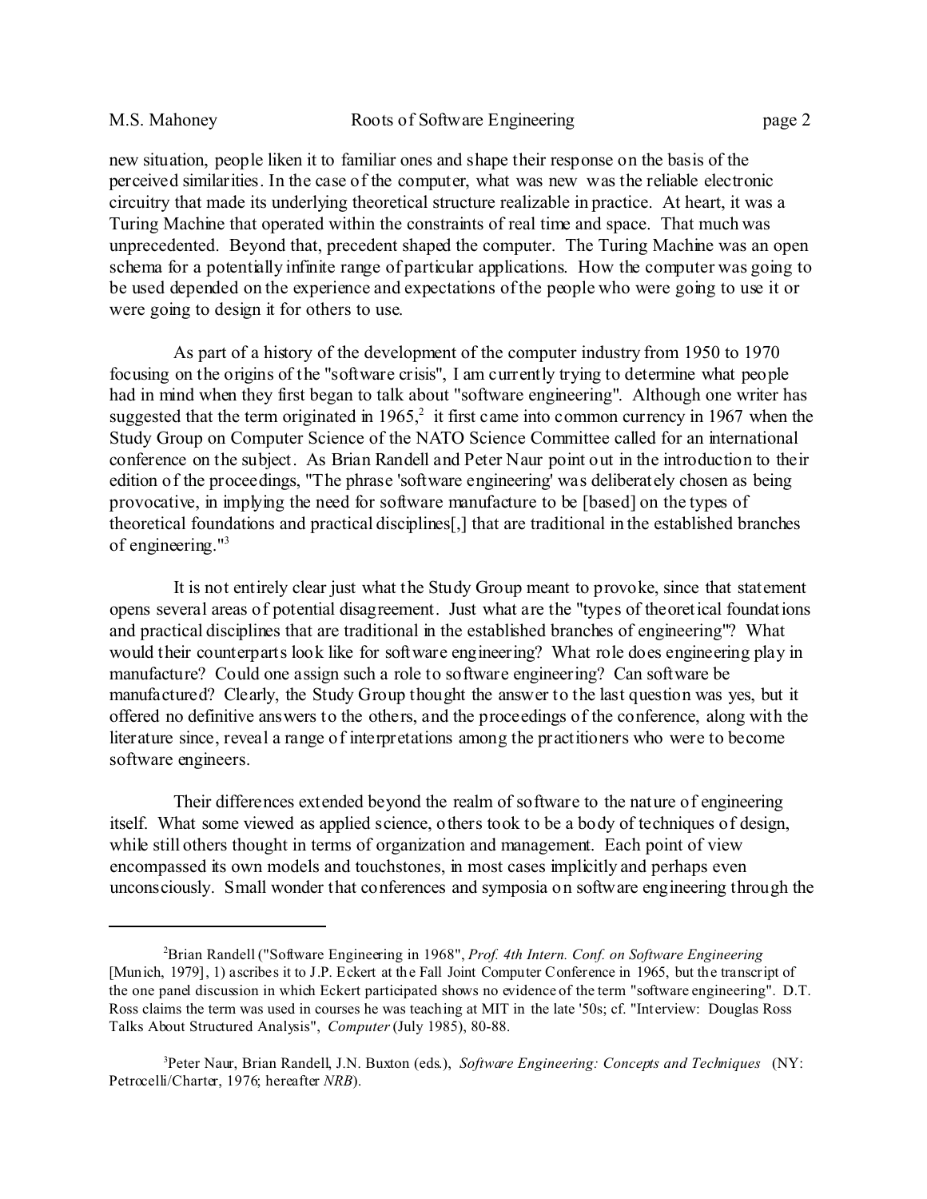new situation, people liken it to familiar ones and shape their response on the basis of the perceived similarities. In the case of the computer, what was new was the reliable electronic circuitry that made its underlying theoretical structure realizable in practice. At heart, it was a Turing Machine that operated within the constraints of real time and space. That much was unprecedented. Beyond that, precedent shaped the computer. The Turing Machine was an open schema for a potentially infinite range of particular applications. How the computer was going to be used depended on the experience and expectations of the people who were going to use it or were going to design it for others to use.

As part of a history of the development of the computer industry from 1950 to 1970 focusing on the origins of the "software crisis", I am currently trying to determine what people had in mind when they first began to talk about "software engineering". Although one writer has suggested that the term originated in 1965,[2] it first came into common currency in 1967 when the Study Group on Computer Science of the NATO Science Committee called for an international conference on the subject. As Brian Randell and Peter Naur point out in the introduction to their edition of the proceedings, "The phrase 'software engineering' was deliberately chosen as being provocative, in implying the need for software manufacture to be [based] on the types of theoretical foundations and practical disciplines[,] that are traditional in the established branches of engineering."[3]

It is not entirely clear just what the Study Group meant to provoke, since that statement opens several areas of potential disagreement. Just what are the "types of theoretical foundations and practical disciplines that are traditional in the established branches of engineering"? What would their counterparts look like for software engineering? What role does engineering play in manufacture? Could one assign such a role to software engineering? Can software be manufactured? Clearly, the Study Group thought the answer to the last question was yes, but it offered no definitive answers to the others, and the proceedings of the conference, along with the literature since, reveal a range of interpretations among the practitioners who were to become software engineers.

Their differences extended beyond the realm of software to the nature of engineering itself. What some viewed as applied science, others took to be a body of techniques of design, while still others thought in terms of organization and management. Each point of view encompassed its own models and touchstones, in most cases implicitly and perhaps even unconsciously. Small wonder that conferences and symposia on software engineering through the

---

[2] Brian Randell ("Software Engineering in 1968", *Prof. 4th Intern. Conf. on Software Engineering* [Munich, 1979], 1) ascribes it to J.P. Eckert at the Fall Joint Computer Conference in 1965, but the transcript of the one panel discussion in which Eckert participated shows no evidence of the term "software engineering". D.T. Ross claims the term was used in courses he was teaching at MIT in the late '50s; cf. "Interview: Douglas Ross Talks About Structured Analysis", *Computer* (July 1985), 80-88.

[3] Peter Naur, Brian Randell, J.N. Buxton (eds.), *Software Engineering: Concepts and Techniques* (NY: Petrocelli/Charter, 1976; hereafter *NRB*).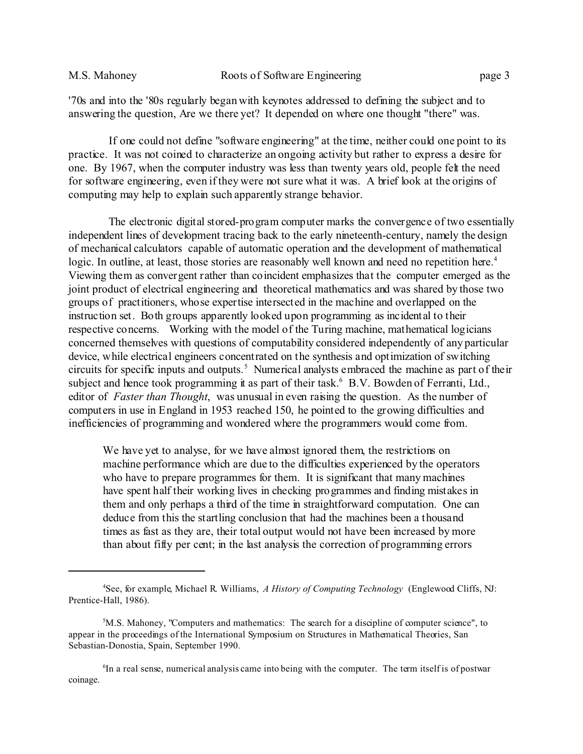'70s and into the '80s regularly began with keynotes addressed to defining the subject and to answering the question, Are we there yet? It depended on where one thought "there" was.

If one could not define "software engineering" at the time, neither could one point to its practice. It was not coined to characterize an ongoing activity but rather to express a desire for one. By 1967, when the computer industry was less than twenty years old, people felt the need for software engineering, even if they were not sure what it was. A brief look at the origins of computing may help to explain such apparently strange behavior.

The electronic digital stored-program computer marks the convergence of two essentially independent lines of development tracing back to the early nineteenth-century, namely the design of mechanical calculators capable of automatic operation and the development of mathematical logic. In outline, at least, those stories are reasonably well known and need no repetition here.[4] Viewing them as convergent rather than coincident emphasizes that the computer emerged as the joint product of electrical engineering and theoretical mathematics and was shared by those two groups of practitioners, whose expertise intersected in the machine and overlapped on the instruction set. Both groups apparently looked upon programming as incidental to their respective concerns. Working with the model of the Turing machine, mathematical logicians concerned themselves with questions of computability considered independently of any particular device, while electrical engineers concentrated on the synthesis and optimization of switching circuits for specific inputs and outputs.[5] Numerical analysts embraced the machine as part of their subject and hence took programming it as part of their task.[6] B.V. Bowden of Ferranti, Ltd., editor of *Faster than Thought*, was unusual in even raising the question. As the number of computers in use in England in 1953 reached 150, he pointed to the growing difficulties and inefficiencies of programming and wondered where the programmers would come from.

> We have yet to analyse, for we have almost ignored them, the restrictions on machine performance which are due to the difficulties experienced by the operators who have to prepare programmes for them. It is significant that many machines have spent half their working lives in checking programmes and finding mistakes in them and only perhaps a third of the time in straightforward computation. One can deduce from this the startling conclusion that had the machines been a thousand times as fast as they are, their total output would not have been increased by more than about fifty per cent; in the last analysis the correction of programming errors

---

[4] See, for example, Michael R. Williams, *A History of Computing Technology* (Englewood Cliffs, NJ: Prentice-Hall, 1986).

[5] M.S. Mahoney, "Computers and mathematics: The search for a discipline of computer science", to appear in the proceedings of the International Symposium on Structures in Mathematical Theories, San Sebastian-Donostia, Spain, September 1990.

[6] In a real sense, numerical analysis came into being with the computer. The term itself is of postwar coinage.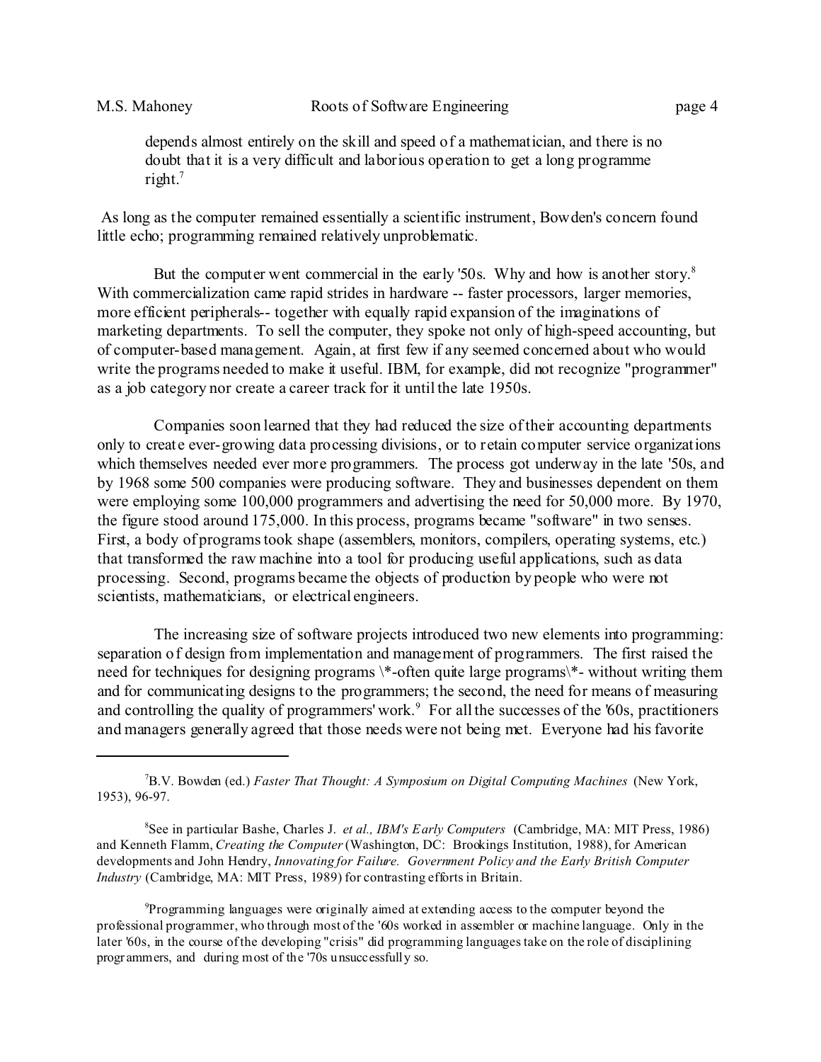> depends almost entirely on the skill and speed of a mathematician, and there is no doubt that it is a very difficult and laborious operation to get a long programme right.[7]

As long as the computer remained essentially a scientific instrument, Bowden's concern found little echo; programming remained relatively unproblematic.

But the computer went commercial in the early '50s. Why and how is another story.[8] With commercialization came rapid strides in hardware -- faster processors, larger memories, more efficient peripherals-- together with equally rapid expansion of the imaginations of marketing departments. To sell the computer, they spoke not only of high-speed accounting, but of computer-based management. Again, at first few if any seemed concerned about who would write the programs needed to make it useful. IBM, for example, did not recognize "programmer" as a job category nor create a career track for it until the late 1950s.

Companies soon learned that they had reduced the size of their accounting departments only to create ever-growing data processing divisions, or to retain computer service organizations which themselves needed ever more programmers. The process got underway in the late '50s, and by 1968 some 500 companies were producing software. They and businesses dependent on them were employing some 100,000 programmers and advertising the need for 50,000 more. By 1970, the figure stood around 175,000. In this process, programs became "software" in two senses. First, a body of programs took shape (assemblers, monitors, compilers, operating systems, etc.) that transformed the raw machine into a tool for producing useful applications, such as data processing. Second, programs became the objects of production by people who were not scientists, mathematicians, or electrical engineers.

The increasing size of software projects introduced two new elements into programming: separation of design from implementation and management of programmers. The first raised the need for techniques for designing programs \*-often quite large programs\*- without writing them and for communicating designs to the programmers; the second, the need for means of measuring and controlling the quality of programmers' work.[9] For all the successes of the '60s, practitioners and managers generally agreed that those needs were not being met. Everyone had his favorite

---

[7] B.V. Bowden (ed.) *Faster That Thought: A Symposium on Digital Computing Machines* (New York, 1953), 96-97.

[8] See in particular Bashe, Charles J. *et al., IBM's Early Computers* (Cambridge, MA: MIT Press, 1986) and Kenneth Flamm, *Creating the Computer* (Washington, DC: Brookings Institution, 1988), for American developments and John Hendry, *Innovating for Failure. Government Policy and the Early British Computer Industry* (Cambridge, MA: MIT Press, 1989) for contrasting efforts in Britain.

[9] Programming languages were originally aimed at extending access to the computer beyond the professional programmer, who through most of the '60s worked in assembler or machine language. Only in the later '60s, in the course of the developing "crisis" did programming languages take on the role of disciplining programmers, and during most of the '70s unsuccessfully so.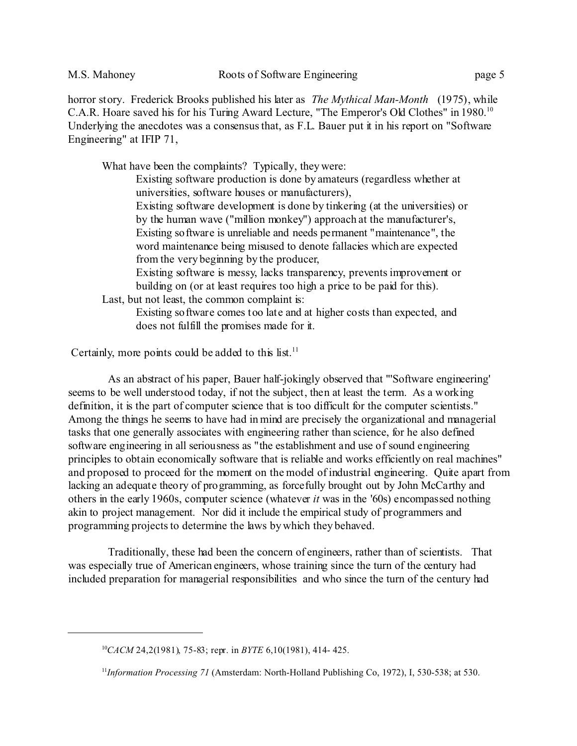horror story. Frederick Brooks published his later as *The Mythical Man-Month* (1975), while C.A.R. Hoare saved his for his Turing Award Lecture, "The Emperor's Old Clothes" in 1980.[10] Underlying the anecdotes was a consensus that, as F.L. Bauer put it in his report on "Software Engineering" at IFIP 71,

> What have been the complaints? Typically, they were:
>
> > Existing software production is done by amateurs (regardless whether at universities, software houses or manufacturers),
> >
> > Existing software development is done by tinkering (at the universities) or by the human wave ("million monkey") approach at the manufacturer's,
> >
> > Existing software is unreliable and needs permanent "maintenance", the word maintenance being misused to denote fallacies which are expected from the very beginning by the producer,
> >
> > Existing software is messy, lacks transparency, prevents improvement or building on (or at least requires too high a price to be paid for this).
>
> Last, but not least, the common complaint is:
>
> > Existing software comes too late and at higher costs than expected, and does not fulfill the promises made for it.

Certainly, more points could be added to this list.[11]

As an abstract of his paper, Bauer half-jokingly observed that "'Software engineering' seems to be well understood today, if not the subject, then at least the term. As a working definition, it is the part of computer science that is too difficult for the computer scientists." Among the things he seems to have had in mind are precisely the organizational and managerial tasks that one generally associates with engineering rather than science, for he also defined software engineering in all seriousness as "the establishment and use of sound engineering principles to obtain economically software that is reliable and works efficiently on real machines" and proposed to proceed for the moment on the model of industrial engineering. Quite apart from lacking an adequate theory of programming, as forcefully brought out by John McCarthy and others in the early 1960s, computer science (whatever *it* was in the '60s) encompassed nothing akin to project management. Nor did it include the empirical study of programmers and programming projects to determine the laws by which they behaved.

Traditionally, these had been the concern of engineers, rather than of scientists. That was especially true of American engineers, whose training since the turn of the century had included preparation for managerial responsibilities and who since the turn of the century had

---

[10] *CACM* 24,2(1981), 75-83; repr. in *BYTE* 6,10(1981), 414- 425.

[11] *Information Processing 71* (Amsterdam: North-Holland Publishing Co, 1972), I, 530-538; at 530.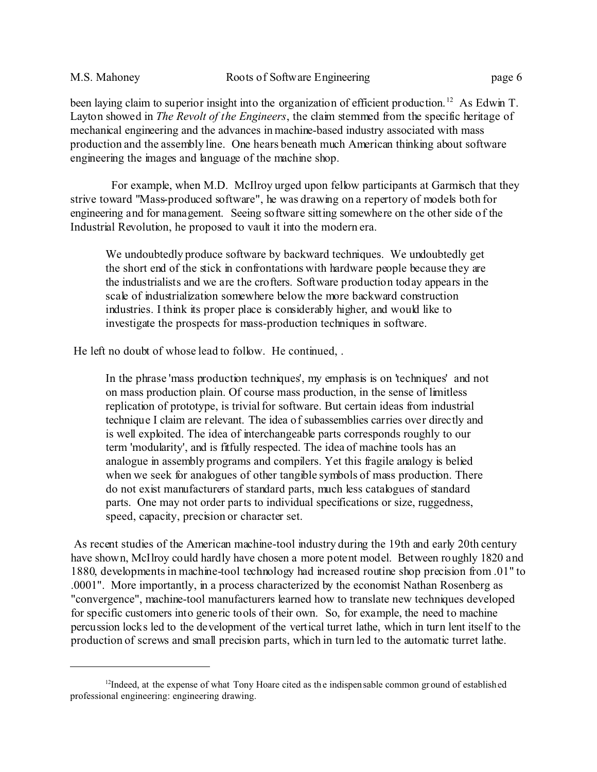been laying claim to superior insight into the organization of efficient production.[12] As Edwin T. Layton showed in *The Revolt of the Engineers*, the claim stemmed from the specific heritage of mechanical engineering and the advances in machine-based industry associated with mass production and the assembly line. One hears beneath much American thinking about software engineering the images and language of the machine shop.

For example, when M.D. McIlroy urged upon fellow participants at Garmisch that they strive toward "Mass-produced software", he was drawing on a repertory of models both for engineering and for management. Seeing software sitting somewhere on the other side of the Industrial Revolution, he proposed to vault it into the modern era.

> We undoubtedly produce software by backward techniques. We undoubtedly get the short end of the stick in confrontations with hardware people because they are the industrialists and we are the crofters. Software production today appears in the scale of industrialization somewhere below the more backward construction industries. I think its proper place is considerably higher, and would like to investigate the prospects for mass-production techniques in software.

He left no doubt of whose lead to follow. He continued, .

> In the phrase 'mass production techniques', my emphasis is on 'techniques' and not on mass production plain. Of course mass production, in the sense of limitless replication of prototype, is trivial for software. But certain ideas from industrial technique I claim are relevant. The idea of subassemblies carries over directly and is well exploited. The idea of interchangeable parts corresponds roughly to our term 'modularity', and is fitfully respected. The idea of machine tools has an analogue in assembly programs and compilers. Yet this fragile analogy is belied when we seek for analogues of other tangible symbols of mass production. There do not exist manufacturers of standard parts, much less catalogues of standard parts. One may not order parts to individual specifications or size, ruggedness, speed, capacity, precision or character set.

As recent studies of the American machine-tool industry during the 19th and early 20th century have shown, McIlroy could hardly have chosen a more potent model. Between roughly 1820 and 1880, developments in machine-tool technology had increased routine shop precision from .01" to .0001". More importantly, in a process characterized by the economist Nathan Rosenberg as "convergence", machine-tool manufacturers learned how to translate new techniques developed for specific customers into generic tools of their own. So, for example, the need to machine percussion locks led to the development of the vertical turret lathe, which in turn lent itself to the production of screws and small precision parts, which in turn led to the automatic turret lathe.

---

[12] Indeed, at the expense of what Tony Hoare cited as the indispensable common ground of established professional engineering: engineering drawing.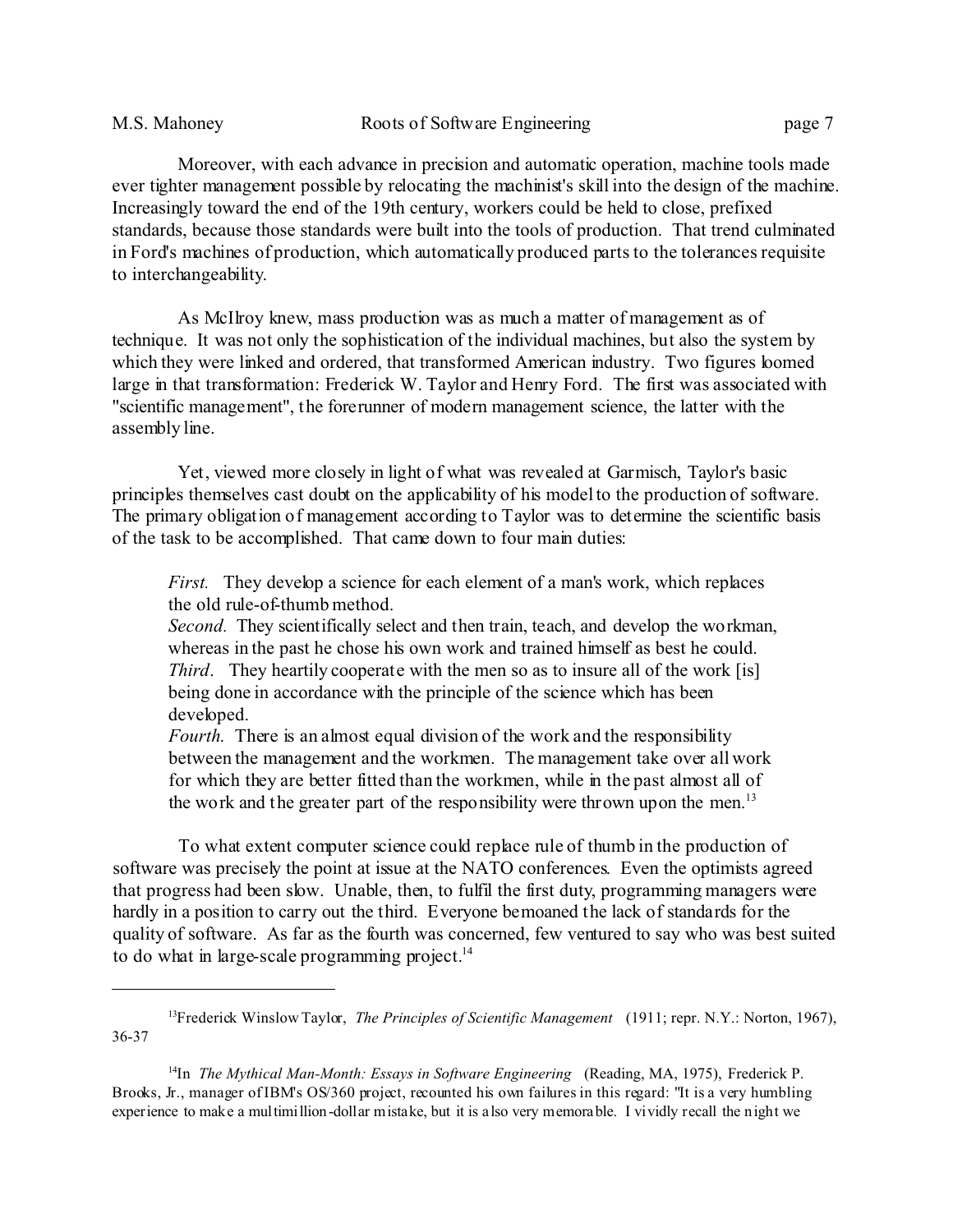Moreover, with each advance in precision and automatic operation, machine tools made ever tighter management possible by relocating the machinist's skill into the design of the machine. Increasingly toward the end of the 19th century, workers could be held to close, prefixed standards, because those standards were built into the tools of production. That trend culminated in Ford's machines of production, which automatically produced parts to the tolerances requisite to interchangeability.

As McIlroy knew, mass production was as much a matter of management as of technique. It was not only the sophistication of the individual machines, but also the system by which they were linked and ordered, that transformed American industry. Two figures loomed large in that transformation: Frederick W. Taylor and Henry Ford. The first was associated with "scientific management", the forerunner of modern management science, the latter with the assembly line.

Yet, viewed more closely in light of what was revealed at Garmisch, Taylor's basic principles themselves cast doubt on the applicability of his model to the production of software. The primary obligation of management according to Taylor was to determine the scientific basis of the task to be accomplished. That came down to four main duties:

> *First.* They develop a science for each element of a man's work, which replaces the old rule-of-thumb method.
> *Second.* They scientifically select and then train, teach, and develop the workman, whereas in the past he chose his own work and trained himself as best he could.
> *Third*. They heartily cooperate with the men so as to insure all of the work [is] being done in accordance with the principle of the science which has been developed.
> *Fourth.* There is an almost equal division of the work and the responsibility between the management and the workmen. The management take over all work for which they are better fitted than the workmen, while in the past almost all of the work and the greater part of the responsibility were thrown upon the men.[13]

To what extent computer science could replace rule of thumb in the production of software was precisely the point at issue at the NATO conferences. Even the optimists agreed that progress had been slow. Unable, then, to fulfil the first duty, programming managers were hardly in a position to carry out the third. Everyone bemoaned the lack of standards for the quality of software. As far as the fourth was concerned, few ventured to say who was best suited to do what in large-scale programming project.[14]

---

[13] Frederick Winslow Taylor, *The Principles of Scientific Management* (1911; repr. N.Y.: Norton, 1967), 36-37

[14] In *The Mythical Man-Month: Essays in Software Engineering* (Reading, MA, 1975), Frederick P. Brooks, Jr., manager of IBM's OS/360 project, recounted his own failures in this regard: "It is a very humbling experience to make a multimillion-dollar mistake, but it is also very memorable. I vividly recall the night we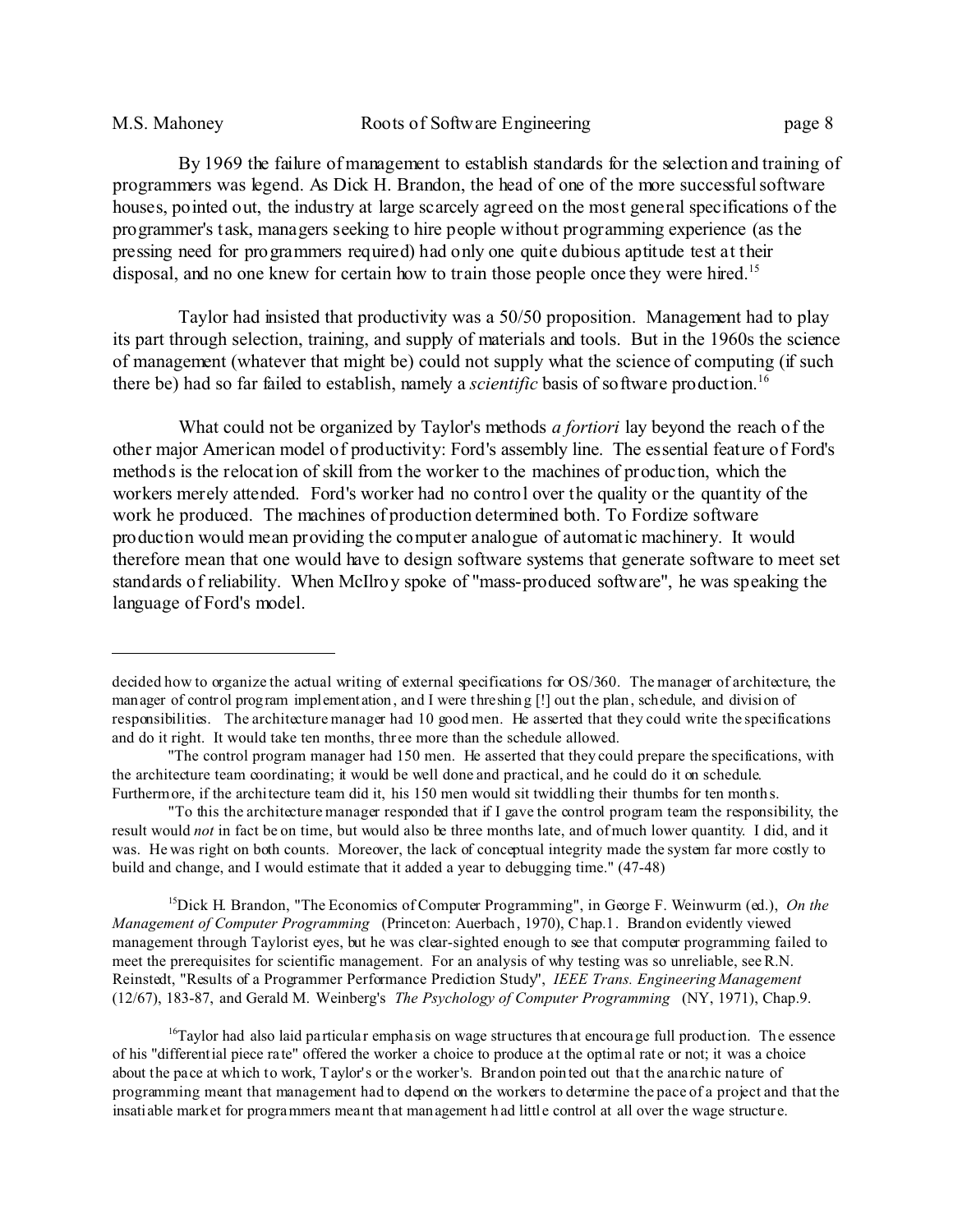By 1969 the failure of management to establish standards for the selection and training of programmers was legend. As Dick H. Brandon, the head of one of the more successful software houses, pointed out, the industry at large scarcely agreed on the most general specifications of the programmer's task, managers seeking to hire people without programming experience (as the pressing need for programmers required) had only one quite dubious aptitude test at their disposal, and no one knew for certain how to train those people once they were hired.[15]

Taylor had insisted that productivity was a 50/50 proposition. Management had to play its part through selection, training, and supply of materials and tools. But in the 1960s the science of management (whatever that might be) could not supply what the science of computing (if such there be) had so far failed to establish, namely a *scientific* basis of software production.[16]

What could not be organized by Taylor's methods *a fortiori* lay beyond the reach of the other major American model of productivity: Ford's assembly line. The essential feature of Ford's methods is the relocation of skill from the worker to the machines of production, which the workers merely attended. Ford's worker had no control over the quality or the quantity of the work he produced. The machines of production determined both. To Fordize software production would mean providing the computer analogue of automatic machinery. It would therefore mean that one would have to design software systems that generate software to meet set standards of reliability. When McIlroy spoke of "mass-produced software", he was speaking the language of Ford's model.

---

decided how to organize the actual writing of external specifications for OS/360. The manager of architecture, the manager of control program implementation, and I were threshing [!] out the plan, schedule, and division of responsibilities. The architecture manager had 10 good men. He asserted that they could write the specifications and do it right. It would take ten months, three more than the schedule allowed.

"The control program manager had 150 men. He asserted that they could prepare the specifications, with the architecture team coordinating; it would be well done and practical, and he could do it on schedule. Furthermore, if the architecture team did it, his 150 men would sit twiddling their thumbs for ten months.

"To this the architecture manager responded that if I gave the control program team the responsibility, the result would *not* in fact be on time, but would also be three months late, and of much lower quantity. I did, and it was. He was right on both counts. Moreover, the lack of conceptual integrity made the system far more costly to build and change, and I would estimate that it added a year to debugging time." (47-48)

[15] Dick H. Brandon, "The Economics of Computer Programming", in George F. Weinwurm (ed.), *On the Management of Computer Programming* (Princeton: Auerbach, 1970), Chap.1. Brandon evidently viewed management through Taylorist eyes, but he was clear-sighted enough to see that computer programming failed to meet the prerequisites for scientific management. For an analysis of why testing was so unreliable, see R.N. Reinstedt, "Results of a Programmer Performance Prediction Study", *IEEE Trans. Engineering Management* (12/67), 183-87, and Gerald M. Weinberg's *The Psychology of Computer Programming* (NY, 1971), Chap.9.

[16] Taylor had also laid particular emphasis on wage structures that encourage full production. The essence of his "differential piece rate" offered the worker a choice to produce at the optimal rate or not; it was a choice about the pace at which to work, Taylor's or the worker's. Brandon pointed out that the anarchic nature of programming meant that management had to depend on the workers to determine the pace of a project and that the insatiable market for programmers meant that management had little control at all over the wage structure.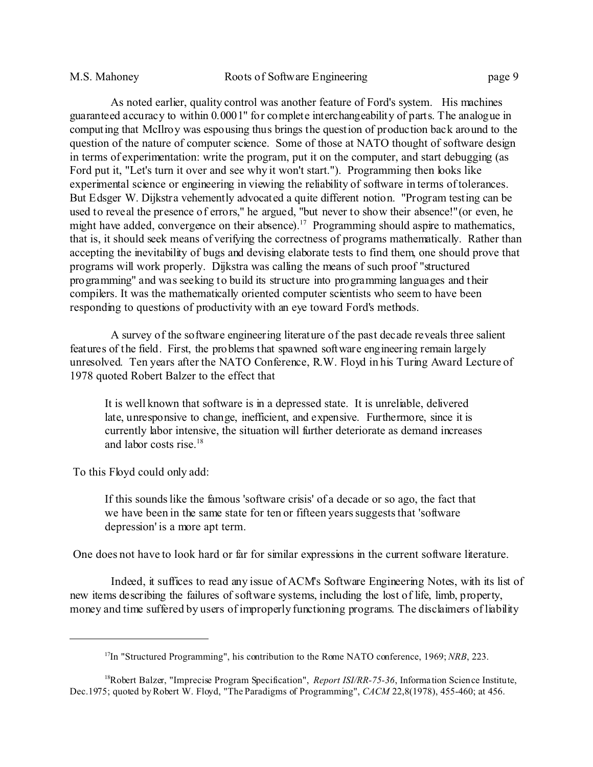As noted earlier, quality control was another feature of Ford's system. His machines guaranteed accuracy to within 0.0001" for complete interchangeability of parts. The analogue in computing that McIlroy was espousing thus brings the question of production back around to the question of the nature of computer science. Some of those at NATO thought of software design in terms of experimentation: write the program, put it on the computer, and start debugging (as Ford put it, "Let's turn it over and see why it won't start."). Programming then looks like experimental science or engineering in viewing the reliability of software in terms of tolerances. But Edsger W. Dijkstra vehemently advocated a quite different notion. "Program testing can be used to reveal the presence of errors," he argued, "but never to show their absence!" (or even, he might have added, convergence on their absence).[17] Programming should aspire to mathematics, that is, it should seek means of verifying the correctness of programs mathematically. Rather than accepting the inevitability of bugs and devising elaborate tests to find them, one should prove that programs will work properly. Dijkstra was calling the means of such proof "structured programming" and was seeking to build its structure into programming languages and their compilers. It was the mathematically oriented computer scientists who seem to have been responding to questions of productivity with an eye toward Ford's methods.

A survey of the software engineering literature of the past decade reveals three salient features of the field. First, the problems that spawned software engineering remain largely unresolved. Ten years after the NATO Conference, R.W. Floyd in his Turing Award Lecture of 1978 quoted Robert Balzer to the effect that

> It is well known that software is in a depressed state. It is unreliable, delivered late, unresponsive to change, inefficient, and expensive. Furthermore, since it is currently labor intensive, the situation will further deteriorate as demand increases and labor costs rise.[18]

To this Floyd could only add:

> If this sounds like the famous 'software crisis' of a decade or so ago, the fact that we have been in the same state for ten or fifteen years suggests that 'software depression' is a more apt term.

One does not have to look hard or far for similar expressions in the current software literature.

Indeed, it suffices to read any issue of ACM's Software Engineering Notes, with its list of new items describing the failures of software systems, including the lost of life, limb, property, money and time suffered by users of improperly functioning programs. The disclaimers of liability

---

[17] In "Structured Programming", his contribution to the Rome NATO conference, 1969; *NRB*, 223.

[18] Robert Balzer, "Imprecise Program Specification", *Report ISI/RR-75-36*, Information Science Institute, Dec.1975; quoted by Robert W. Floyd, "The Paradigms of Programming", *CACM* 22,8(1978), 455-460; at 456.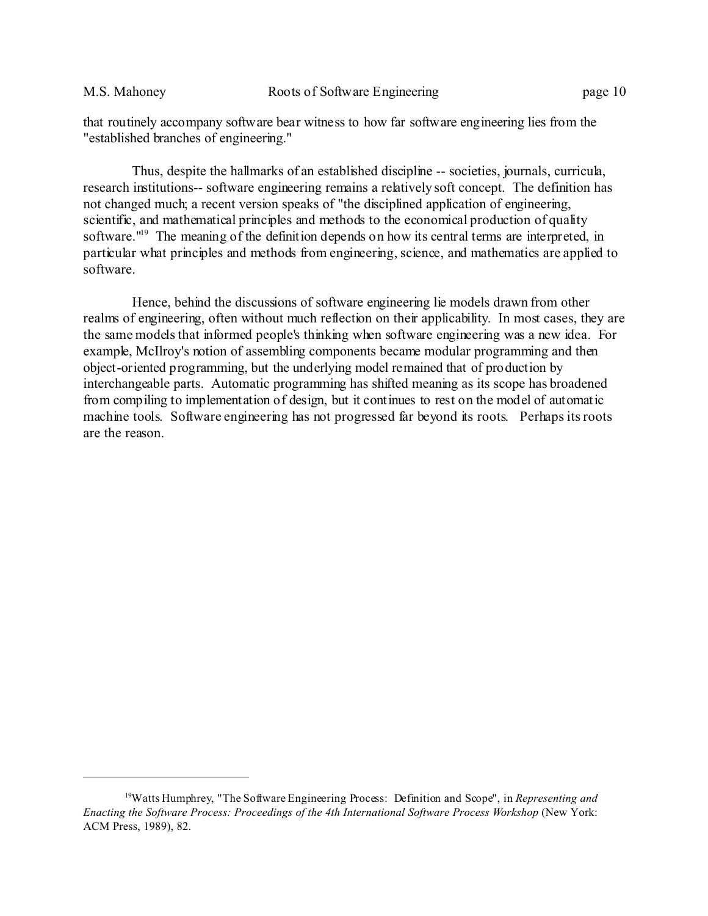that routinely accompany software bear witness to how far software engineering lies from the "established branches of engineering."

Thus, despite the hallmarks of an established discipline -- societies, journals, curricula, research institutions-- software engineering remains a relatively soft concept. The definition has not changed much; a recent version speaks of "the disciplined application of engineering, scientific, and mathematical principles and methods to the economical production of quality software."[19] The meaning of the definition depends on how its central terms are interpreted, in particular what principles and methods from engineering, science, and mathematics are applied to software.

Hence, behind the discussions of software engineering lie models drawn from other realms of engineering, often without much reflection on their applicability. In most cases, they are the same models that informed people's thinking when software engineering was a new idea. For example, McIlroy's notion of assembling components became modular programming and then object-oriented programming, but the underlying model remained that of production by interchangeable parts. Automatic programming has shifted meaning as its scope has broadened from compiling to implementation of design, but it continues to rest on the model of automatic machine tools. Software engineering has not progressed far beyond its roots. Perhaps its roots are the reason.

---

[19] Watts Humphrey, "The Software Engineering Process: Definition and Scope", in *Representing and Enacting the Software Process: Proceedings of the 4th International Software Process Workshop* (New York: ACM Press, 1989), 82.